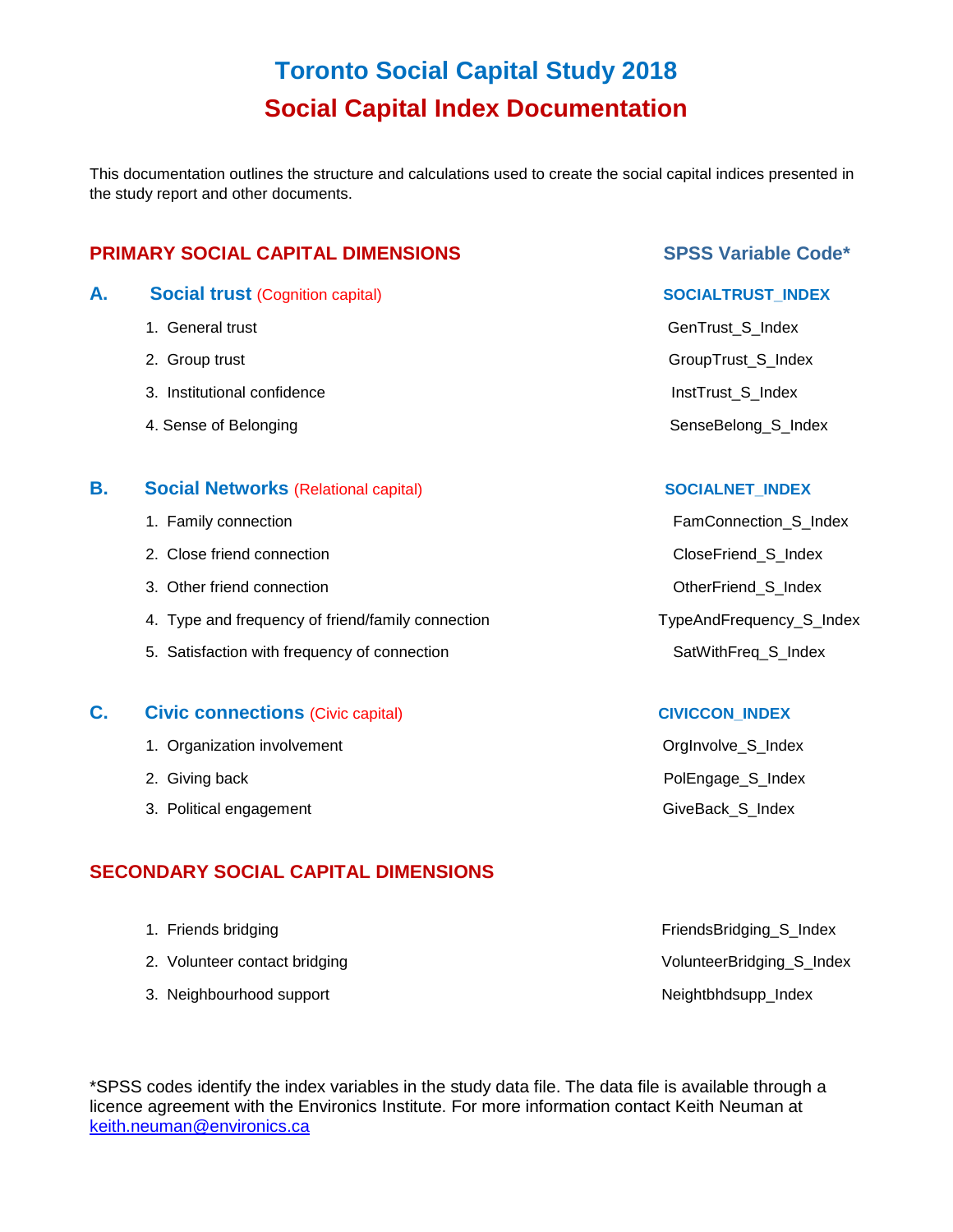# Toronto Social Capital Study 2018

# Social Capital Index Documentation

This documentation outlines the structure and calculations used to create the social capital indices presented in the study report and other documents.

| PRIMARY SOCIAL CAPITAL DIMENSIONS | SPSS Variable Code* |
|---|---|
| **A. Social trust** (Cognition capital) | **SOCIALTRUST_INDEX** |
| 1. General trust | GenTrust_S_Index |
| 2. Group trust | GroupTrust_S_Index |
| 3. Institutional confidence | InstTrust_S_Index |
| 4. Sense of Belonging | SenseBelong_S_Index |
| **B. Social Networks** (Relational capital) | **SOCIALNET_INDEX** |
| 1. Family connection | FamConnection_S_Index |
| 2. Close friend connection | CloseFriend_S_Index |
| 3. Other friend connection | OtherFriend_S_Index |
| 4. Type and frequency of friend/family connection | TypeAndFrequency_S_Index |
| 5. Satisfaction with frequency of connection | SatWithFreq_S_Index |
| **C. Civic connections** (Civic capital) | **CIVICCON_INDEX** |
| 1. Organization involvement | OrgInvolve_S_Index |
| 2. Giving back | PolEngage_S_Index |
| 3. Political engagement | GiveBack_S_Index |

## SECONDARY SOCIAL CAPITAL DIMENSIONS

| | |
|---|---|
| 1. Friends bridging | FriendsBridging_S_Index |
| 2. Volunteer contact bridging | VolunteerBridging_S_Index |
| 3. Neighbourhood support | Neightbhdsupp_Index |

*SPSS codes identify the index variables in the study data file. The data file is available through a licence agreement with the Environics Institute. For more information contact Keith Neuman at keith.neuman@environics.ca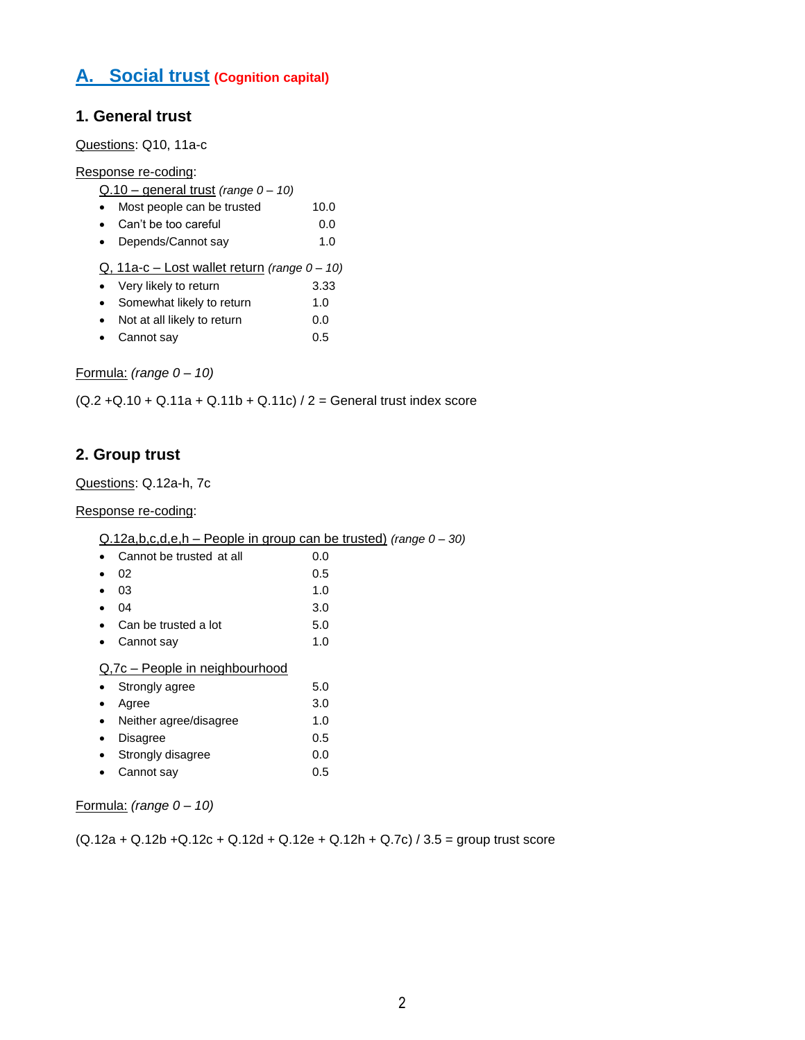## A. Social trust (Cognition capital)

### 1. General trust

Questions: Q10, 11a-c

Response re-coding:

Q.10 – general trust *(range 0 – 10)*

- Most people can be trusted 10.0
- Can't be too careful 0.0
- Depends/Cannot say 1.0

Q, 11a-c – Lost wallet return *(range 0 – 10)*

- Very likely to return 3.33
- Somewhat likely to return 1.0
- Not at all likely to return 0.0
- Cannot say 0.5

Formula: *(range 0 – 10)*

(Q.2 +Q.10 + Q.11a + Q.11b + Q.11c) / 2 = General trust index score

### 2. Group trust

Questions: Q.12a-h, 7c

Response re-coding:

Q.12a,b,c,d,e,h – People in group can be trusted) *(range 0 – 30)*

- Cannot be trusted at all 0.0
- 02 0.5
- 03 1.0
- 04 3.0
- Can be trusted a lot 5.0
- Cannot say 1.0

Q,7c – People in neighbourhood

- Strongly agree 5.0
- Agree 3.0
- Neither agree/disagree 1.0
- Disagree 0.5
- Strongly disagree 0.0
- Cannot say 0.5

Formula: *(range 0 – 10)*

(Q.12a + Q.12b +Q.12c + Q.12d + Q.12e + Q.12h + Q.7c) / 3.5 = group trust score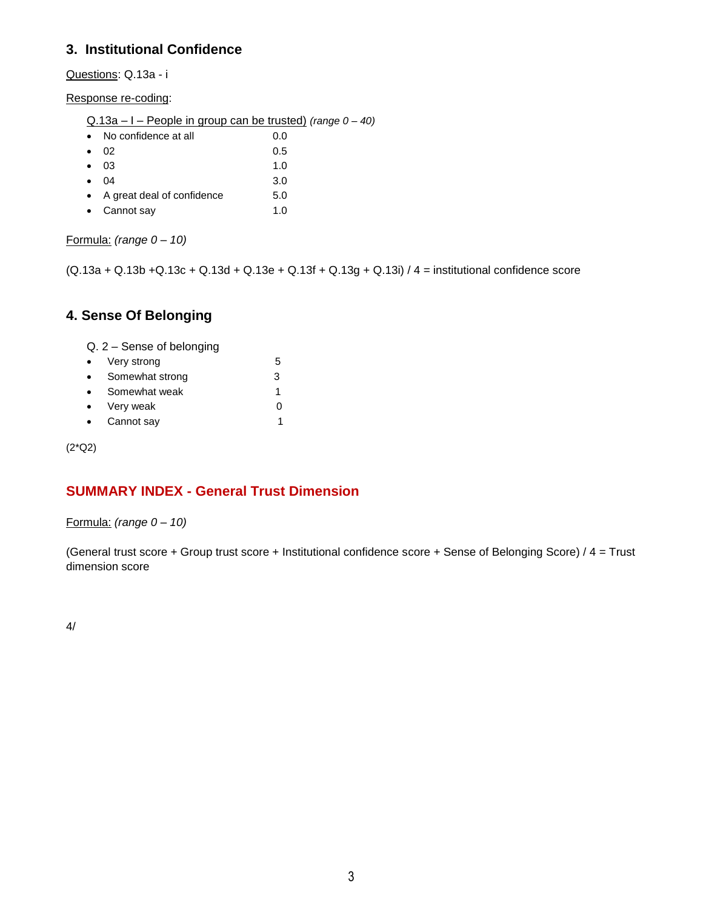## 3. Institutional Confidence

<u>Questions</u>: Q.13a - i

<u>Response re-coding</u>:

<u>Q.13a – I – People in group can be trusted)</u> *(range 0 – 40)*

- No confidence at all 0.0
- 02 0.5
- 03 1.0
- 04 3.0
- A great deal of confidence 5.0
- Cannot say 1.0

<u>Formula:</u> *(range 0 – 10)*

(Q.13a + Q.13b +Q.13c + Q.13d + Q.13e + Q.13f + Q.13g + Q.13i) / 4 = institutional confidence score

## 4. Sense Of Belonging

Q. 2 – Sense of belonging

- Very strong 5
- Somewhat strong 3
- Somewhat weak 1
- Very weak 0
- Cannot say 1

(2*Q2)

## SUMMARY INDEX - General Trust Dimension

<u>Formula:</u> *(range 0 – 10)*

(General trust score + Group trust score + Institutional confidence score + Sense of Belonging Score) / 4 = Trust dimension score

4/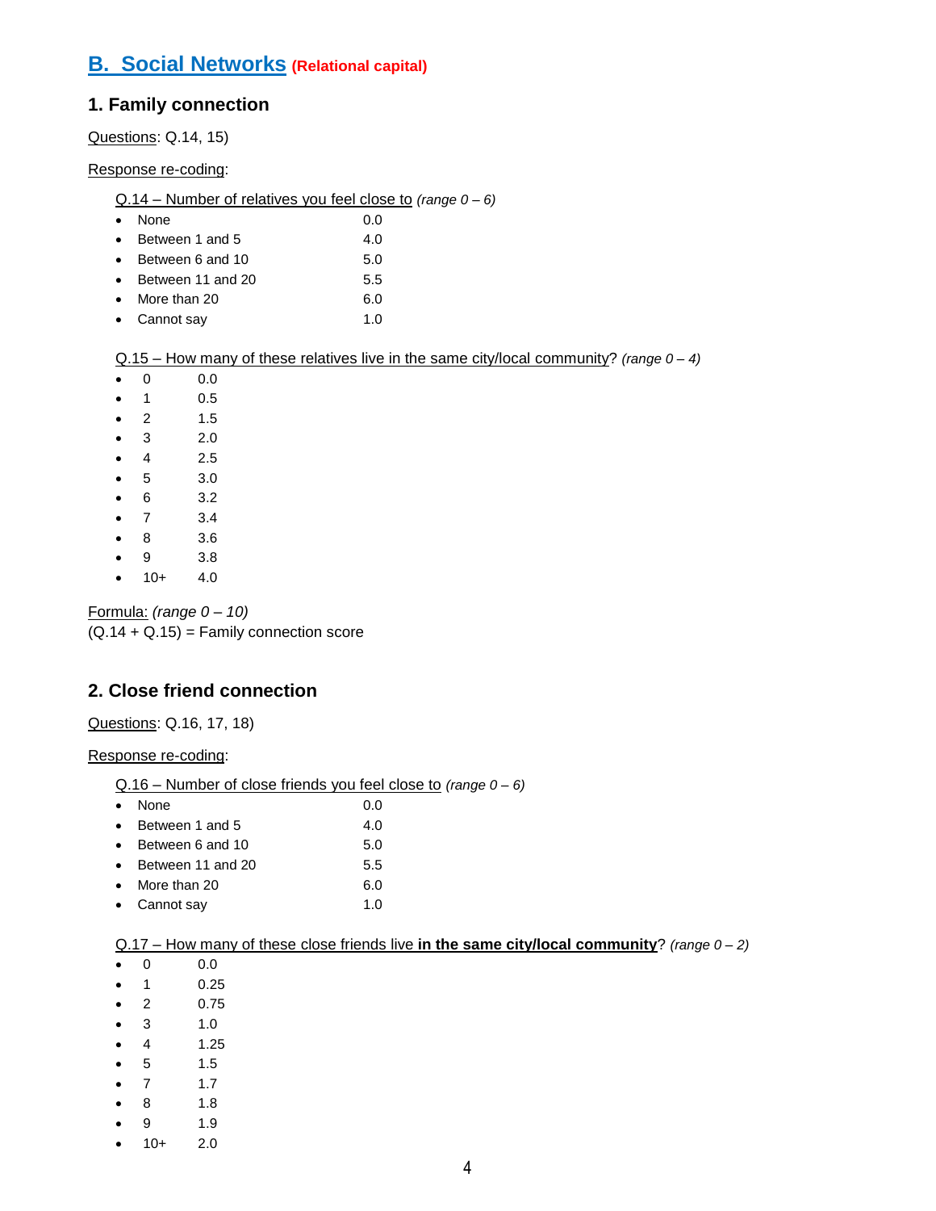## B. Social Networks (Relational capital)

### 1. Family connection

Questions: Q.14, 15)

Response re-coding:

Q.14 – Number of relatives you feel close to *(range 0 – 6)*

- None 0.0
- Between 1 and 5 4.0
- Between 6 and 10 5.0
- Between 11 and 20 5.5
- More than 20 6.0
- Cannot say 1.0

Q.15 – How many of these relatives live in the same city/local community? *(range 0 – 4)*

- 0 0.0
- 1 0.5
- 2 1.5
- 3 2.0
- 4 2.5
- 5 3.0
- 6 3.2
- 7 3.4
- 8 3.6
- 9 3.8
- 10+ 4.0

Formula: *(range 0 – 10)*
(Q.14 + Q.15) = Family connection score

### 2. Close friend connection

Questions: Q.16, 17, 18)

Response re-coding:

Q.16 – Number of close friends you feel close to *(range 0 – 6)*

- None 0.0
- Between 1 and 5 4.0
- Between 6 and 10 5.0
- Between 11 and 20 5.5
- More than 20 6.0
- Cannot say 1.0

Q.17 – How many of these close friends live **in the same city/local community**? *(range 0 – 2)*

- 0 0.0
- 1 0.25
- 2 0.75
- 3 1.0
- 4 1.25
- 5 1.5
- 7 1.7
- 8 1.8
- 9 1.9
- 10+ 2.0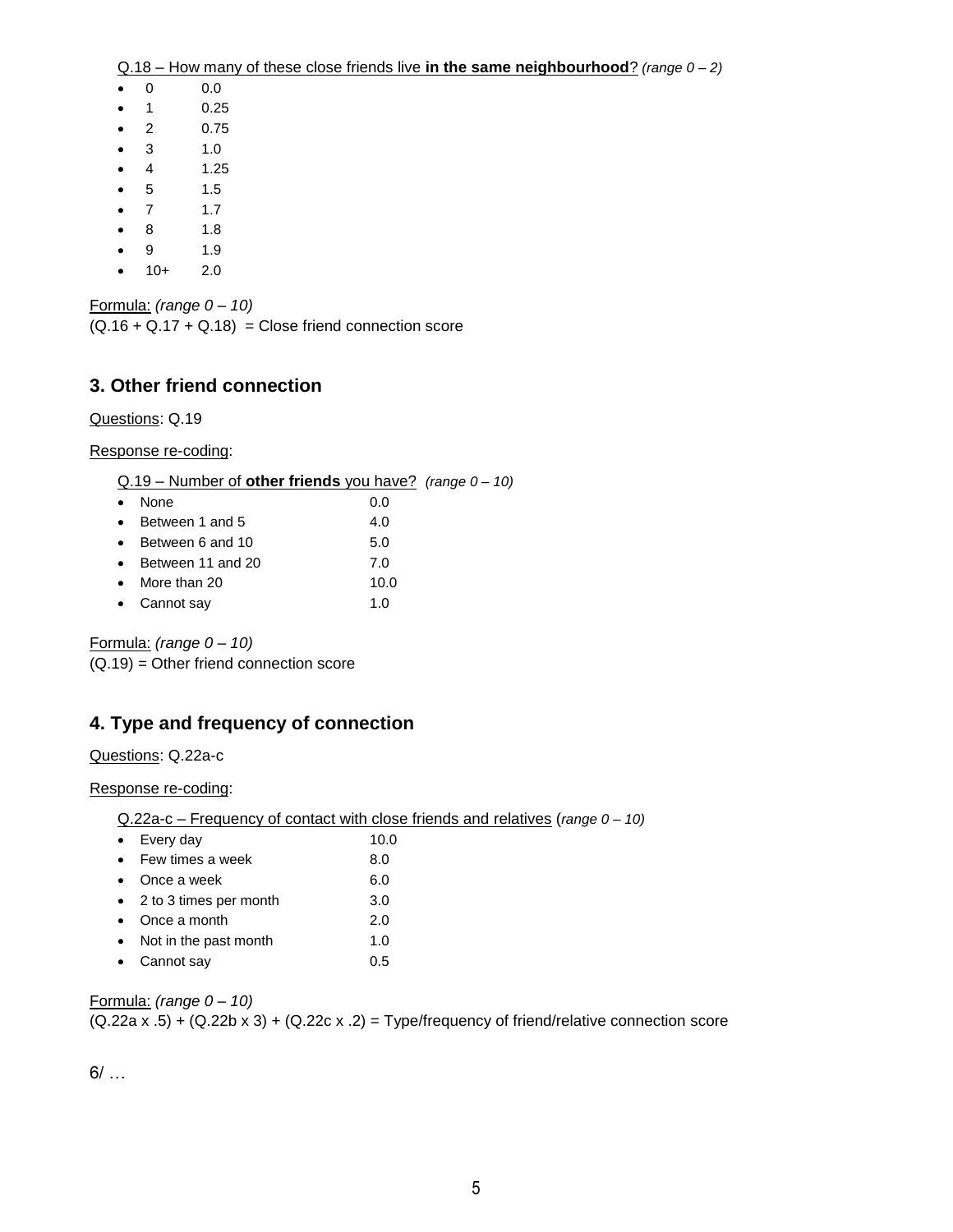<u>Q.18 – How many of these close friends live **in the same neighbourhood**?</u> *(range 0 – 2)*

- 0 0.0
- 1 0.25
- 2 0.75
- 3 1.0
- 4 1.25
- 5 1.5
- 7 1.7
- 8 1.8
- 9 1.9
- 10+ 2.0

<u>Formula:</u> *(range 0 – 10)*
(Q.16 + Q.17 + Q.18) = Close friend connection score

## 3. Other friend connection

<u>Questions</u>: Q.19

<u>Response re-coding</u>:

<u>Q.19 – Number of **other friends** you have?</u> *(range 0 – 10)*

- None 0.0
- Between 1 and 5 4.0
- Between 6 and 10 5.0
- Between 11 and 20 7.0
- More than 20 10.0
- Cannot say 1.0

<u>Formula:</u> *(range 0 – 10)*
(Q.19) = Other friend connection score

## 4. Type and frequency of connection

<u>Questions</u>: Q.22a-c

<u>Response re-coding</u>:

<u>Q.22a-c – Frequency of contact with close friends and relatives</u> (*range 0 – 10)*

- Every day 10.0
- Few times a week 8.0
- Once a week 6.0
- 2 to 3 times per month 3.0
- Once a month 2.0
- Not in the past month 1.0
- Cannot say 0.5

<u>Formula:</u> *(range 0 – 10)*
(Q.22a x .5) + (Q.22b x 3) + (Q.22c x .2) = Type/frequency of friend/relative connection score

6/ …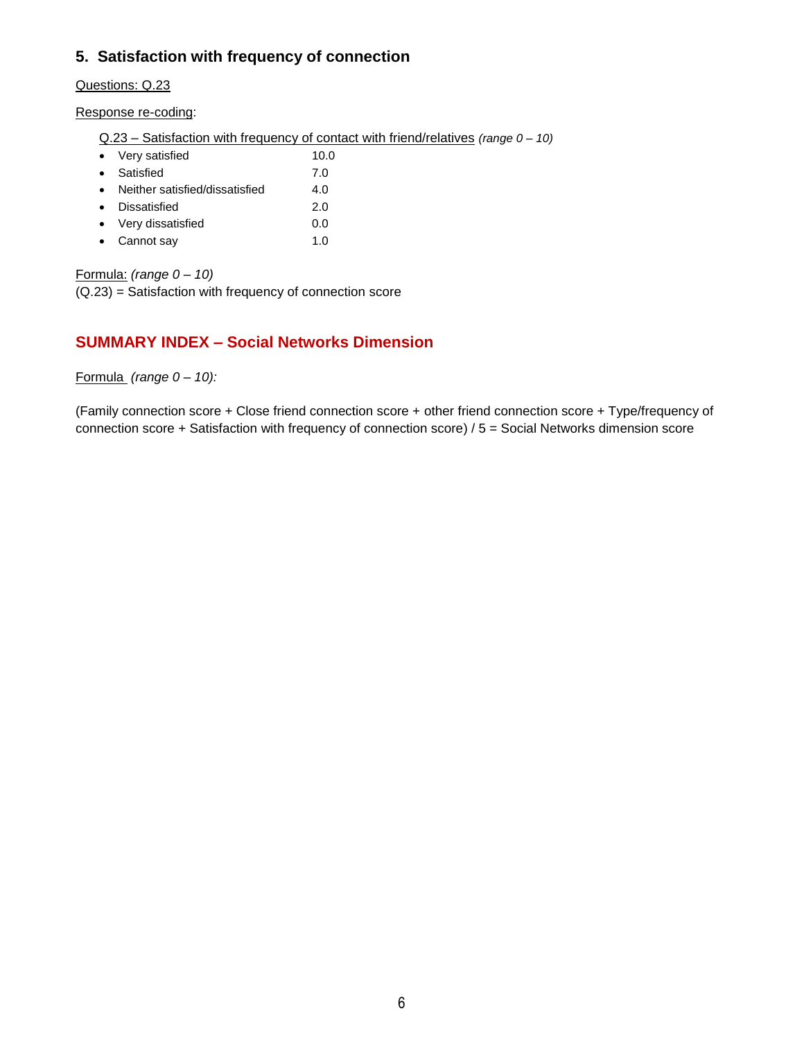## 5. Satisfaction with frequency of connection

<u>Questions: Q.23</u>

<u>Response re-coding</u>:

<u>Q.23 – Satisfaction with frequency of contact with friend/relatives</u> *(range 0 – 10)*

- Very satisfied 10.0
- Satisfied 7.0
- Neither satisfied/dissatisfied 4.0
- Dissatisfied 2.0
- Very dissatisfied 0.0
- Cannot say 1.0

<u>Formula:</u> *(range 0 – 10)*
(Q.23) = Satisfaction with frequency of connection score

## SUMMARY INDEX – Social Networks Dimension

<u>Formula</u> *(range 0 – 10):*

(Family connection score + Close friend connection score + other friend connection score + Type/frequency of connection score + Satisfaction with frequency of connection score) / 5 = Social Networks dimension score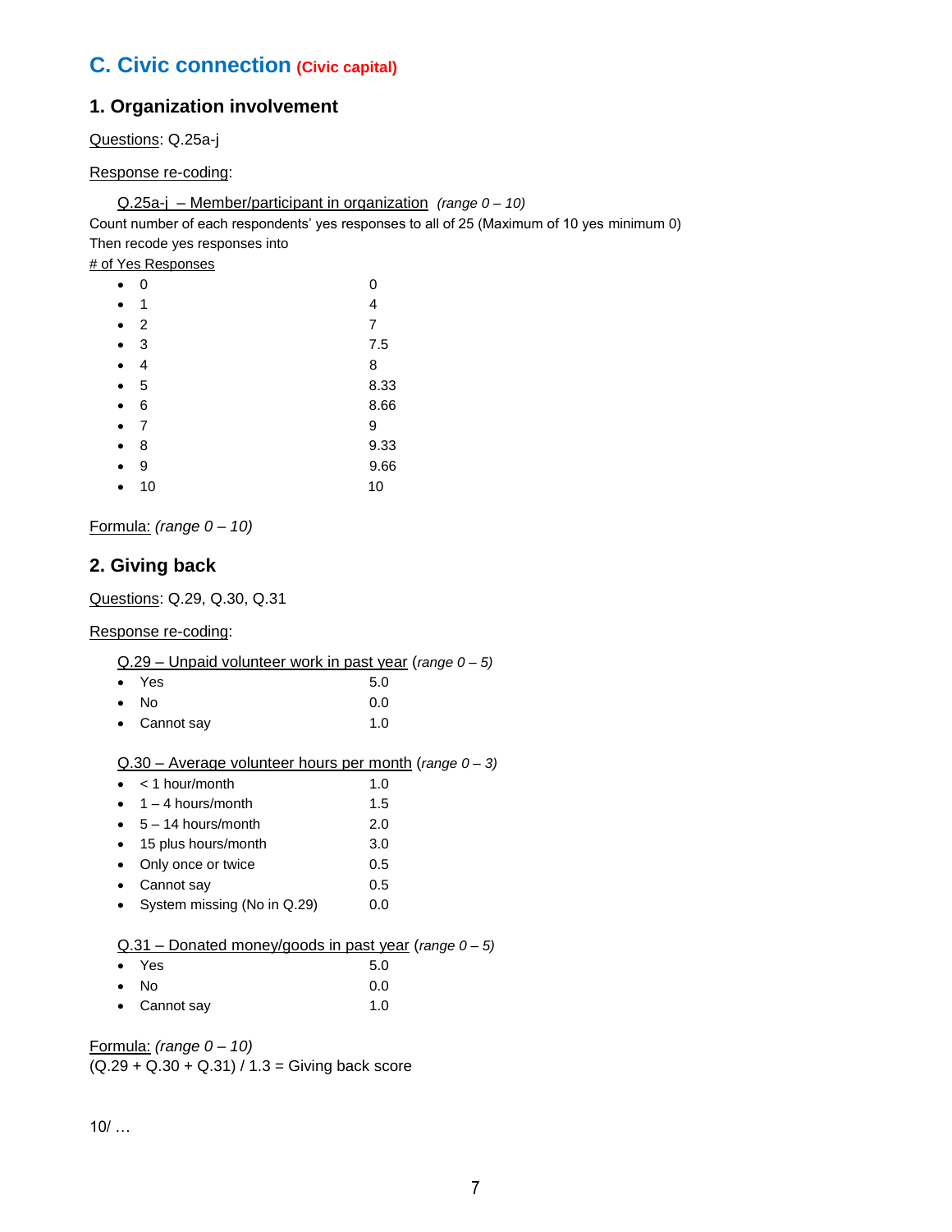## C. Civic connection (Civic capital)

### 1. Organization involvement

Questions: Q.25a-j

Response re-coding:

Q.25a-j – Member/participant in organization *(range 0 – 10)*

Count number of each respondents' yes responses to all of 25 (Maximum of 10 yes minimum 0)
Then recode yes responses into

# of Yes Responses

- 0 0
- 1 4
- 2 7
- 3 7.5
- 4 8
- 5 8.33
- 6 8.66
- 7 9
- 8 9.33
- 9 9.66
- 10 10

Formula: *(range 0 – 10)*

### 2. Giving back

Questions: Q.29, Q.30, Q.31

Response re-coding:

Q.29 – Unpaid volunteer work in past year *(range 0 – 5)*

- Yes 5.0
- No 0.0
- Cannot say 1.0

Q.30 – Average volunteer hours per month *(range 0 – 3)*

- < 1 hour/month 1.0
- 1 – 4 hours/month 1.5
- 5 – 14 hours/month 2.0
- 15 plus hours/month 3.0
- Only once or twice 0.5
- Cannot say 0.5
- System missing (No in Q.29) 0.0

Q.31 – Donated money/goods in past year *(range 0 – 5)*

- Yes 5.0
- No 0.0
- Cannot say 1.0

Formula: *(range 0 – 10)*
(Q.29 + Q.30 + Q.31) / 1.3 = Giving back score

10/ …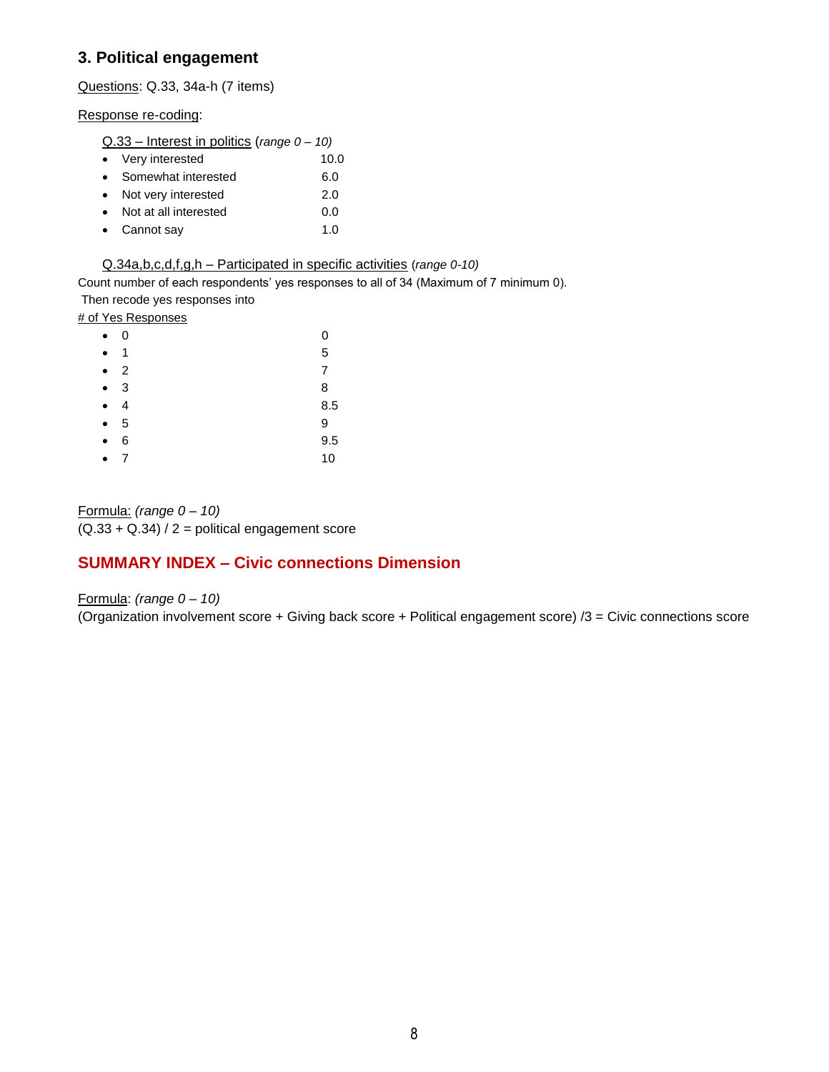### 3. Political engagement

Questions: Q.33, 34a-h (7 items)

Response re-coding:

Q.33 – Interest in politics (*range 0 – 10)*

| | |
|---|---|
| Very interested | 10.0 |
| Somewhat interested | 6.0 |
| Not very interested | 2.0 |
| Not at all interested | 0.0 |
| Cannot say | 1.0 |

Q.34a,b,c,d,f,g,h – Participated in specific activities (*range 0-10)*

Count number of each respondents' yes responses to all of 34 (Maximum of 7 minimum 0).
Then recode yes responses into

| # of Yes Responses | |
|---|---|
| 0 | 0 |
| 1 | 5 |
| 2 | 7 |
| 3 | 8 |
| 4 | 8.5 |
| 5 | 9 |
| 6 | 9.5 |
| 7 | 10 |

Formula: *(range 0 – 10)*
(Q.33 + Q.34) / 2 = political engagement score

## SUMMARY INDEX – Civic connections Dimension

Formula: *(range 0 – 10)*
(Organization involvement score + Giving back score + Political engagement score) /3 = Civic connections score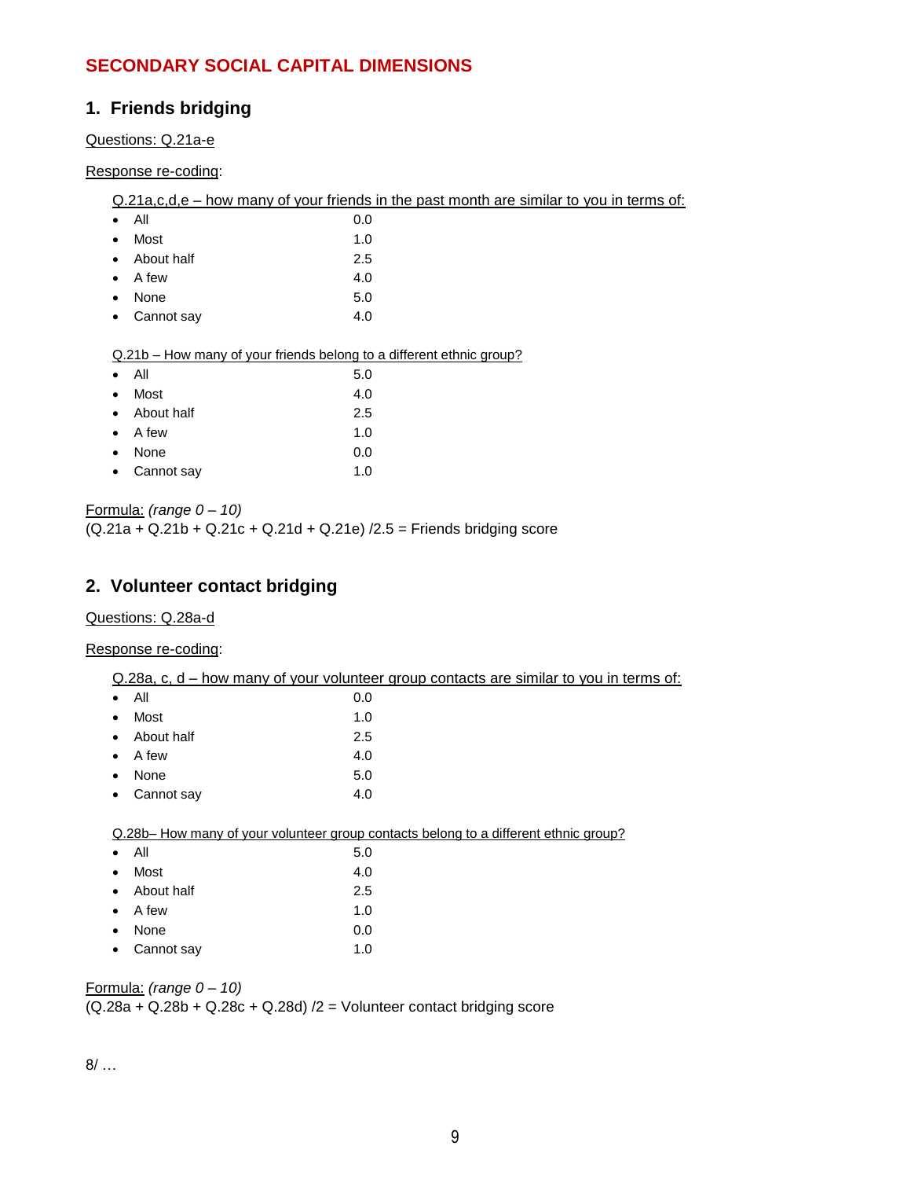## SECONDARY SOCIAL CAPITAL DIMENSIONS

### 1. Friends bridging

Questions: Q.21a-e

Response re-coding:

Q.21a,c,d,e – how many of your friends in the past month are similar to you in terms of:

- All 0.0
- Most 1.0
- About half 2.5
- A few 4.0
- None 5.0
- Cannot say 4.0

Q.21b – How many of your friends belong to a different ethnic group?

- All 5.0
- Most 4.0
- About half 2.5
- A few 1.0
- None 0.0
- Cannot say 1.0

Formula: *(range 0 – 10)*
(Q.21a + Q.21b + Q.21c + Q.21d + Q.21e) /2.5 = Friends bridging score

### 2. Volunteer contact bridging

Questions: Q.28a-d

Response re-coding:

Q.28a, c, d – how many of your volunteer group contacts are similar to you in terms of:

- All 0.0
- Most 1.0
- About half 2.5
- A few 4.0
- None 5.0
- Cannot say 4.0

Q.28b– How many of your volunteer group contacts belong to a different ethnic group?

- All 5.0
- Most 4.0
- About half 2.5
- A few 1.0
- None 0.0
- Cannot say 1.0

Formula: *(range 0 – 10)*
(Q.28a + Q.28b + Q.28c + Q.28d) /2 = Volunteer contact bridging score

8/ …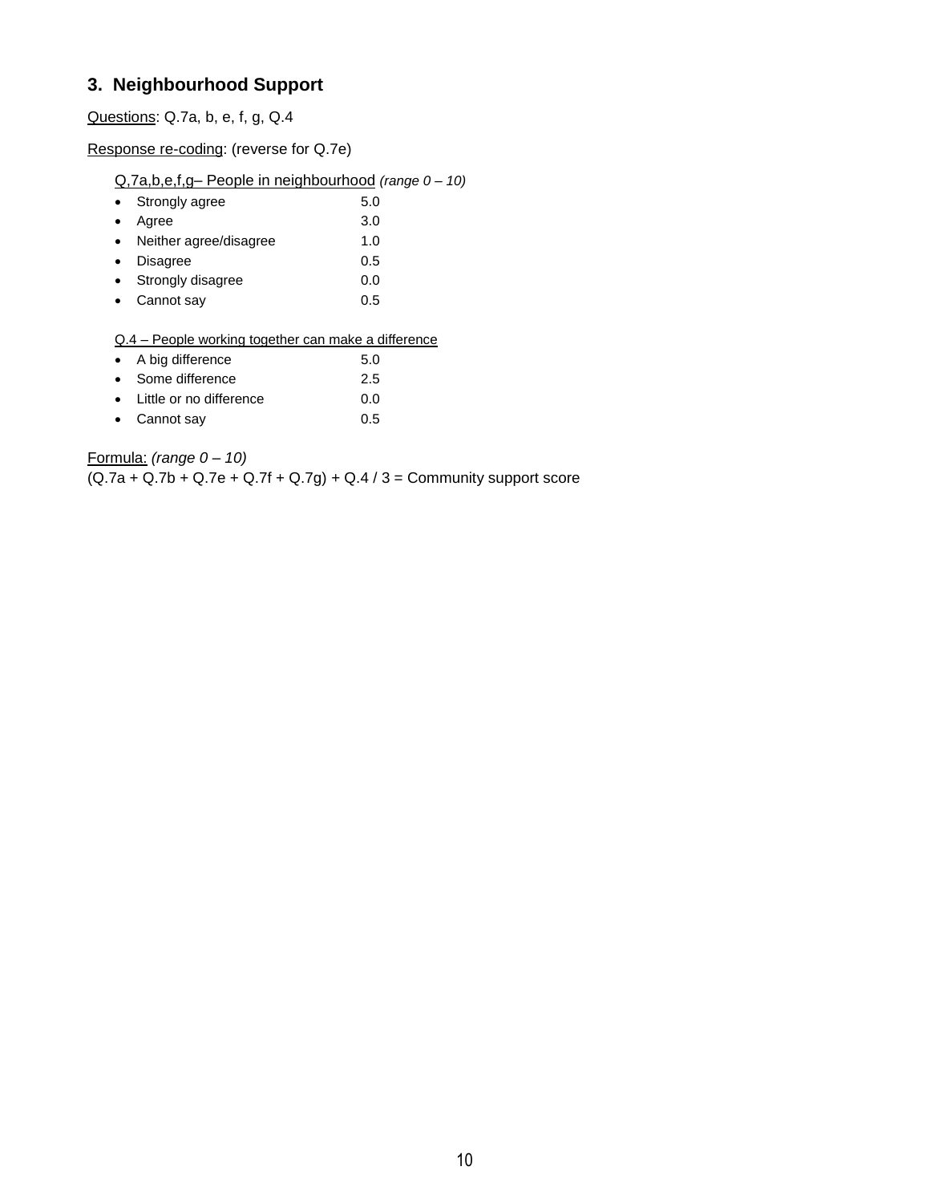## 3. Neighbourhood Support

Questions: Q.7a, b, e, f, g, Q.4

Response re-coding: (reverse for Q.7e)

Q,7a,b,e,f,g– People in neighbourhood *(range 0 – 10)*

- Strongly agree 5.0
- Agree 3.0
- Neither agree/disagree 1.0
- Disagree 0.5
- Strongly disagree 0.0
- Cannot say 0.5

Q.4 – People working together can make a difference

- A big difference 5.0
- Some difference 2.5
- Little or no difference 0.0
- Cannot say 0.5

Formula: *(range 0 – 10)*
(Q.7a + Q.7b + Q.7e + Q.7f + Q.7g) + Q.4 / 3 = Community support score